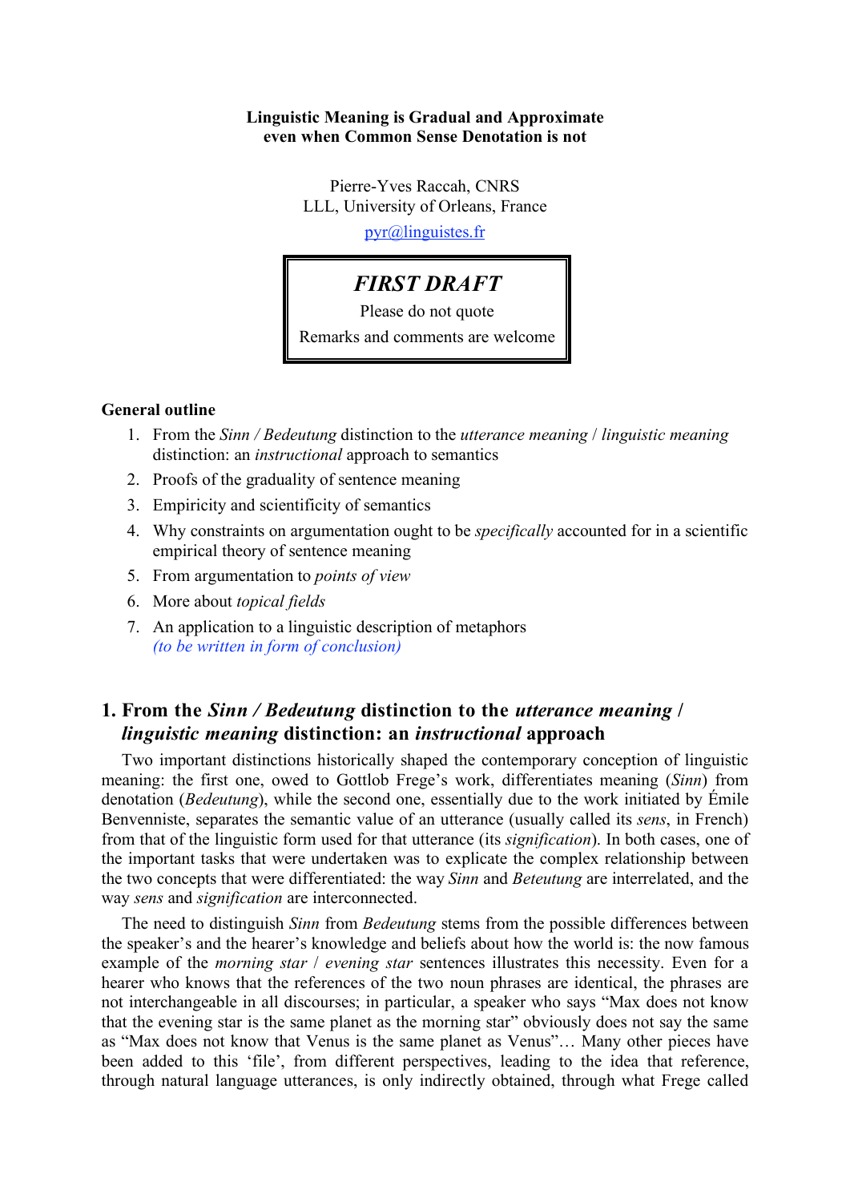**Linguistic Meaning is Gradual and Approximate even when Common Sense Denotation is not**

Pierre-Yves Raccah, CNRS
LLL, University of Orleans, France
pyr@linguistes.fr

> ***FIRST DRAFT***
> Please do not quote
> Remarks and comments are welcome

**General outline**

1. From the *Sinn / Bedeutung* distinction to the *utterance meaning* / *linguistic meaning* distinction: an *instructional* approach to semantics
2. Proofs of the graduality of sentence meaning
3. Empiricity and scientificity of semantics
4. Why constraints on argumentation ought to be *specifically* accounted for in a scientific empirical theory of sentence meaning
5. From argumentation to *points of view*
6. More about *topical fields*
7. An application to a linguistic description of metaphors
   *(to be written in form of conclusion)*

## 1. From the *Sinn / Bedeutung* distinction to the *utterance meaning* / *linguistic meaning* distinction: an *instructional* approach

Two important distinctions historically shaped the contemporary conception of linguistic meaning: the first one, owed to Gottlob Frege's work, differentiates meaning (*Sinn*) from denotation (*Bedeutung*), while the second one, essentially due to the work initiated by Émile Benvenniste, separates the semantic value of an utterance (usually called its *sens*, in French) from that of the linguistic form used for that utterance (its *signification*). In both cases, one of the important tasks that were undertaken was to explicate the complex relationship between the two concepts that were differentiated: the way *Sinn* and *Beteutung* are interrelated, and the way *sens* and *signification* are interconnected.

The need to distinguish *Sinn* from *Bedeutung* stems from the possible differences between the speaker's and the hearer's knowledge and beliefs about how the world is: the now famous example of the *morning star* / *evening star* sentences illustrates this necessity. Even for a hearer who knows that the references of the two noun phrases are identical, the phrases are not interchangeable in all discourses; in particular, a speaker who says "Max does not know that the evening star is the same planet as the morning star" obviously does not say the same as "Max does not know that Venus is the same planet as Venus"… Many other pieces have been added to this 'file', from different perspectives, leading to the idea that reference, through natural language utterances, is only indirectly obtained, through what Frege called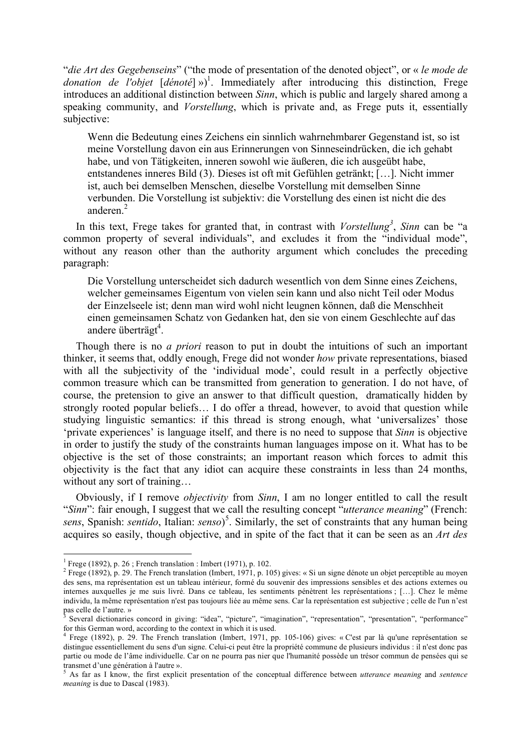"*die Art des Gegebenseins*" ("the mode of presentation of the denoted object", or « *le mode de donation de l'objet* [*dénoté*] »)[1]. Immediately after introducing this distinction, Frege introduces an additional distinction between *Sinn*, which is public and largely shared among a speaking community, and *Vorstellung*, which is private and, as Frege puts it, essentially subjective:

> Wenn die Bedeutung eines Zeichens ein sinnlich wahrnehmbarer Gegenstand ist, so ist meine Vorstellung davon ein aus Erinnerungen von Sinneseindrücken, die ich gehabt habe, und von Tätigkeiten, inneren sowohl wie äußeren, die ich ausgeübt habe, entstandenes inneres Bild (3). Dieses ist oft mit Gefühlen getränkt; […]. Nicht immer ist, auch bei demselben Menschen, dieselbe Vorstellung mit demselben Sinne verbunden. Die Vorstellung ist subjektiv: die Vorstellung des einen ist nicht die des anderen.[2]

In this text, Frege takes for granted that, in contrast with *Vorstellung*[3], *Sinn* can be "a common property of several individuals", and excludes it from the "individual mode", without any reason other than the authority argument which concludes the preceding paragraph:

> Die Vorstellung unterscheidet sich dadurch wesentlich von dem Sinne eines Zeichens, welcher gemeinsames Eigentum von vielen sein kann und also nicht Teil oder Modus der Einzelseele ist; denn man wird wohl nicht leugnen können, daß die Menschheit einen gemeinsamen Schatz von Gedanken hat, den sie von einem Geschlechte auf das andere überträgt[4].

Though there is no *a priori* reason to put in doubt the intuitions of such an important thinker, it seems that, oddly enough, Frege did not wonder *how* private representations, biased with all the subjectivity of the 'individual mode', could result in a perfectly objective common treasure which can be transmitted from generation to generation. I do not have, of course, the pretension to give an answer to that difficult question, dramatically hidden by strongly rooted popular beliefs… I do offer a thread, however, to avoid that question while studying linguistic semantics: if this thread is strong enough, what 'universalizes' those 'private experiences' is language itself, and there is no need to suppose that *Sinn* is objective in order to justify the study of the constraints human languages impose on it. What has to be objective is the set of those constraints; an important reason which forces to admit this objectivity is the fact that any idiot can acquire these constraints in less than 24 months, without any sort of training…

Obviously, if I remove *objectivity* from *Sinn*, I am no longer entitled to call the result "*Sinn*": fair enough, I suggest that we call the resulting concept "*utterance meaning*" (French: *sens*, Spanish: *sentido*, Italian: *senso*)[5]. Similarly, the set of constraints that any human being acquires so easily, though objective, and in spite of the fact that it can be seen as an *Art des*

---

[1] Frege (1892), p. 26 ; French translation : Imbert (1971), p. 102.

[2] Frege (1892), p. 29. The French translation (Imbert, 1971, p. 105) gives: « Si un signe dénote un objet perceptible au moyen des sens, ma représentation est un tableau intérieur, formé du souvenir des impressions sensibles et des actions externes ou internes auxquelles je me suis livré. Dans ce tableau, les sentiments pénètrent les représentations ; […]. Chez le même individu, la même représentation n'est pas toujours liée au même sens. Car la représentation est subjective ; celle de l'un n'est pas celle de l'autre. »

[3] Several dictionaries concord in giving: "idea", "picture", "imagination", "representation", "presentation", "performance" for this German word, according to the context in which it is used.

[4] Frege (1892), p. 29. The French translation (Imbert, 1971, pp. 105-106) gives: « C'est par là qu'une représentation se distingue essentiellement du sens d'un signe. Celui-ci peut être la propriété commune de plusieurs individus : il n'est donc pas partie ou mode de l'âme individuelle. Car on ne pourra pas nier que l'humanité possède un trésor commun de pensées qui se transmet d'une génération à l'autre ».

[5] As far as I know, the first explicit presentation of the conceptual difference between *utterance meaning* and *sentence meaning* is due to Dascal (1983).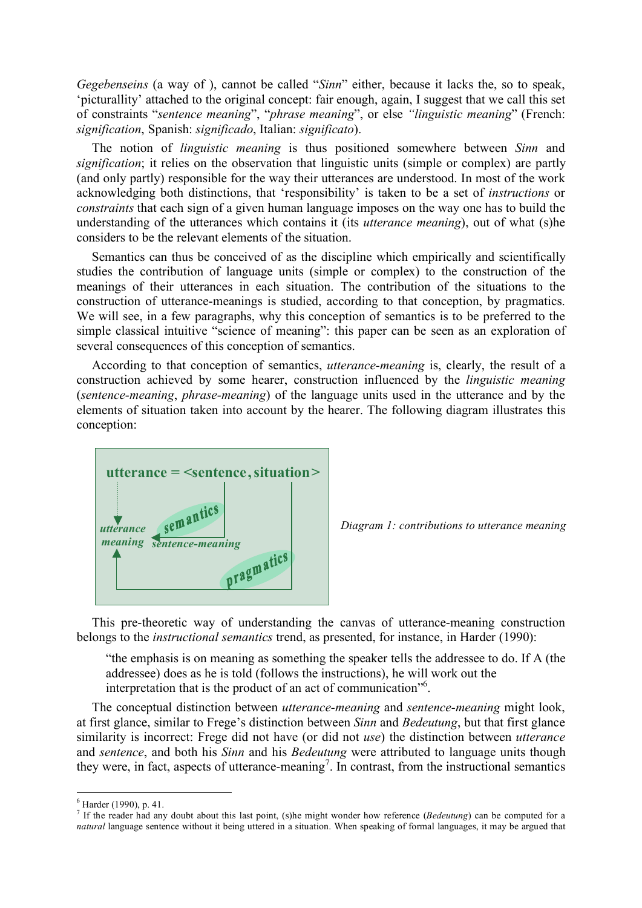*Gegebenseins* (a way of ), cannot be called "*Sinn*" either, because it lacks the, so to speak, 'picturallity' attached to the original concept: fair enough, again, I suggest that we call this set of constraints "*sentence meaning*", "*phrase meaning*", or else *"linguistic meaning*" (French: *signification*, Spanish: *significado*, Italian: *significato*).

The notion of *linguistic meaning* is thus positioned somewhere between *Sinn* and *signification*; it relies on the observation that linguistic units (simple or complex) are partly (and only partly) responsible for the way their utterances are understood. In most of the work acknowledging both distinctions, that 'responsibility' is taken to be a set of *instructions* or *constraints* that each sign of a given human language imposes on the way one has to build the understanding of the utterances which contains it (its *utterance meaning*), out of what (s)he considers to be the relevant elements of the situation.

Semantics can thus be conceived of as the discipline which empirically and scientifically studies the contribution of language units (simple or complex) to the construction of the meanings of their utterances in each situation. The contribution of the situations to the construction of utterance-meanings is studied, according to that conception, by pragmatics. We will see, in a few paragraphs, why this conception of semantics is to be preferred to the simple classical intuitive "science of meaning": this paper can be seen as an exploration of several consequences of this conception of semantics.

According to that conception of semantics, *utterance-meaning* is, clearly, the result of a construction achieved by some hearer, construction influenced by the *linguistic meaning* (*sentence-meaning*, *phrase-meaning*) of the language units used in the utterance and by the elements of situation taken into account by the hearer. The following diagram illustrates this conception:

**utterance = <sentence, situation>**

*utterance meaning* — *sentence-meaning* — semantics — pragmatics

*Diagram 1: contributions to utterance meaning*

This pre-theoretic way of understanding the canvas of utterance-meaning construction belongs to the *instructional semantics* trend, as presented, for instance, in Harder (1990):

> "the emphasis is on meaning as something the speaker tells the addressee to do. If A (the addressee) does as he is told (follows the instructions), he will work out the interpretation that is the product of an act of communication"[6].

The conceptual distinction between *utterance-meaning* and *sentence-meaning* might look, at first glance, similar to Frege's distinction between *Sinn* and *Bedeutung*, but that first glance similarity is incorrect: Frege did not have (or did not *use*) the distinction between *utterance* and *sentence*, and both his *Sinn* and his *Bedeutung* were attributed to language units though they were, in fact, aspects of utterance-meaning[7]. In contrast, from the instructional semantics

---

[6] Harder (1990), p. 41.

[7] If the reader had any doubt about this last point, (s)he might wonder how reference (*Bedeutung*) can be computed for a *natural* language sentence without it being uttered in a situation. When speaking of formal languages, it may be argued that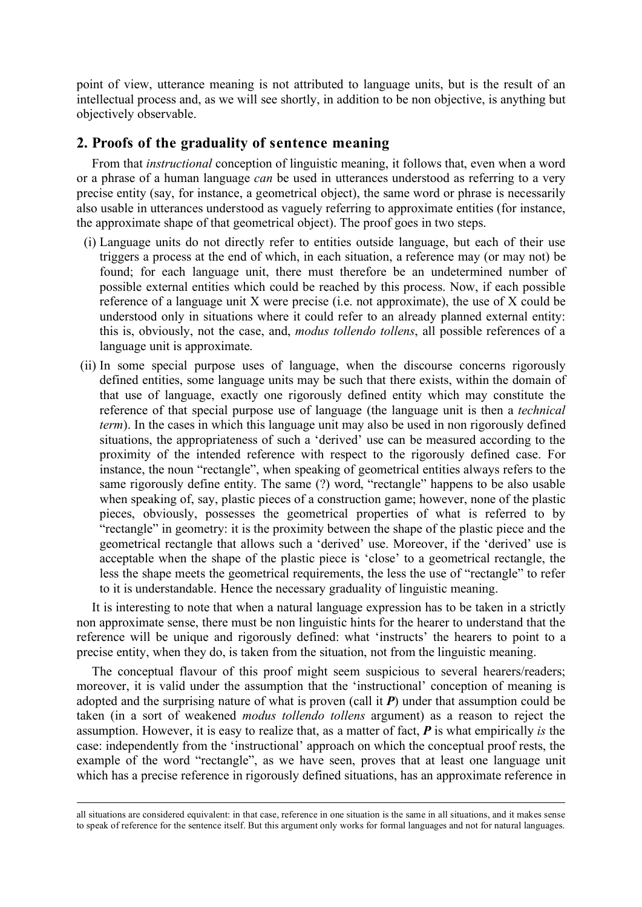point of view, utterance meaning is not attributed to language units, but is the result of an intellectual process and, as we will see shortly, in addition to be non objective, is anything but objectively observable.

## 2. Proofs of the graduality of sentence meaning

From that *instructional* conception of linguistic meaning, it follows that, even when a word or a phrase of a human language *can* be used in utterances understood as referring to a very precise entity (say, for instance, a geometrical object), the same word or phrase is necessarily also usable in utterances understood as vaguely referring to approximate entities (for instance, the approximate shape of that geometrical object). The proof goes in two steps.

(i) Language units do not directly refer to entities outside language, but each of their use triggers a process at the end of which, in each situation, a reference may (or may not) be found; for each language unit, there must therefore be an undetermined number of possible external entities which could be reached by this process. Now, if each possible reference of a language unit X were precise (i.e. not approximate), the use of X could be understood only in situations where it could refer to an already planned external entity: this is, obviously, not the case, and, *modus tollendo tollens*, all possible references of a language unit is approximate.

(ii) In some special purpose uses of language, when the discourse concerns rigorously defined entities, some language units may be such that there exists, within the domain of that use of language, exactly one rigorously defined entity which may constitute the reference of that special purpose use of language (the language unit is then a *technical term*). In the cases in which this language unit may also be used in non rigorously defined situations, the appropriateness of such a 'derived' use can be measured according to the proximity of the intended reference with respect to the rigorously defined case. For instance, the noun "rectangle", when speaking of geometrical entities always refers to the same rigorously define entity. The same (?) word, "rectangle" happens to be also usable when speaking of, say, plastic pieces of a construction game; however, none of the plastic pieces, obviously, possesses the geometrical properties of what is referred to by "rectangle" in geometry: it is the proximity between the shape of the plastic piece and the geometrical rectangle that allows such a 'derived' use. Moreover, if the 'derived' use is acceptable when the shape of the plastic piece is 'close' to a geometrical rectangle, the less the shape meets the geometrical requirements, the less the use of "rectangle" to refer to it is understandable. Hence the necessary graduality of linguistic meaning.

It is interesting to note that when a natural language expression has to be taken in a strictly non approximate sense, there must be non linguistic hints for the hearer to understand that the reference will be unique and rigorously defined: what 'instructs' the hearers to point to a precise entity, when they do, is taken from the situation, not from the linguistic meaning.

The conceptual flavour of this proof might seem suspicious to several hearers/readers; moreover, it is valid under the assumption that the 'instructional' conception of meaning is adopted and the surprising nature of what is proven (call it ***P***) under that assumption could be taken (in a sort of weakened *modus tollendo tollens* argument) as a reason to reject the assumption. However, it is easy to realize that, as a matter of fact, ***P*** is what empirically *is* the case: independently from the 'instructional' approach on which the conceptual proof rests, the example of the word "rectangle", as we have seen, proves that at least one language unit which has a precise reference in rigorously defined situations, has an approximate reference in

---

all situations are considered equivalent: in that case, reference in one situation is the same in all situations, and it makes sense to speak of reference for the sentence itself. But this argument only works for formal languages and not for natural languages.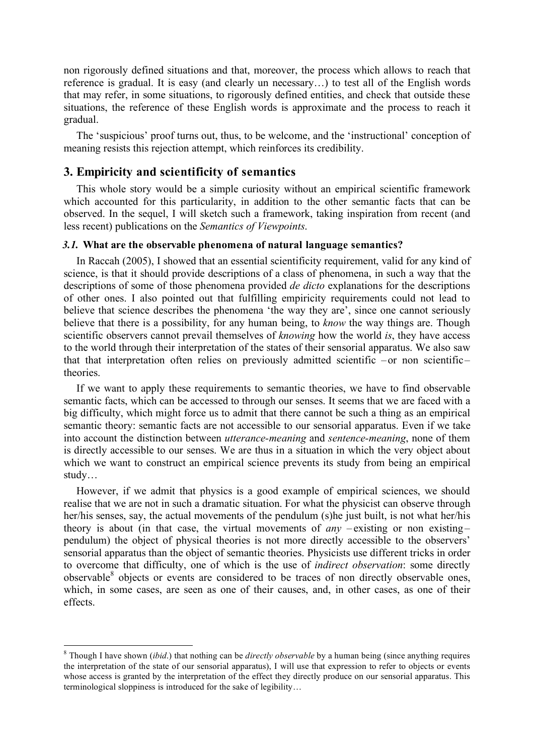non rigorously defined situations and that, moreover, the process which allows to reach that reference is gradual. It is easy (and clearly un necessary…) to test all of the English words that may refer, in some situations, to rigorously defined entities, and check that outside these situations, the reference of these English words is approximate and the process to reach it gradual.

The 'suspicious' proof turns out, thus, to be welcome, and the 'instructional' conception of meaning resists this rejection attempt, which reinforces its credibility.

## 3. Empiricity and scientificity of semantics

This whole story would be a simple curiosity without an empirical scientific framework which accounted for this particularity, in addition to the other semantic facts that can be observed. In the sequel, I will sketch such a framework, taking inspiration from recent (and less recent) publications on the *Semantics of Viewpoints*.

### *3.1.* What are the observable phenomena of natural language semantics?

In Raccah (2005), I showed that an essential scientificity requirement, valid for any kind of science, is that it should provide descriptions of a class of phenomena, in such a way that the descriptions of some of those phenomena provided *de dicto* explanations for the descriptions of other ones. I also pointed out that fulfilling empiricity requirements could not lead to believe that science describes the phenomena 'the way they are', since one cannot seriously believe that there is a possibility, for any human being, to *know* the way things are. Though scientific observers cannot prevail themselves of *knowing* how the world *is*, they have access to the world through their interpretation of the states of their sensorial apparatus. We also saw that that interpretation often relies on previously admitted scientific – or non scientific – theories.

If we want to apply these requirements to semantic theories, we have to find observable semantic facts, which can be accessed to through our senses. It seems that we are faced with a big difficulty, which might force us to admit that there cannot be such a thing as an empirical semantic theory: semantic facts are not accessible to our sensorial apparatus. Even if we take into account the distinction between *utterance-meaning* and *sentence-meaning*, none of them is directly accessible to our senses. We are thus in a situation in which the very object about which we want to construct an empirical science prevents its study from being an empirical study…

However, if we admit that physics is a good example of empirical sciences, we should realise that we are not in such a dramatic situation. For what the physicist can observe through her/his senses, say, the actual movements of the pendulum (s)he just built, is not what her/his theory is about (in that case, the virtual movements of *any* – existing or non existing – pendulum) the object of physical theories is not more directly accessible to the observers' sensorial apparatus than the object of semantic theories. Physicists use different tricks in order to overcome that difficulty, one of which is the use of *indirect observation*: some directly observable[8] objects or events are considered to be traces of non directly observable ones, which, in some cases, are seen as one of their causes, and, in other cases, as one of their effects.

---

[8] Though I have shown (*ibid*.) that nothing can be *directly observable* by a human being (since anything requires the interpretation of the state of our sensorial apparatus), I will use that expression to refer to objects or events whose access is granted by the interpretation of the effect they directly produce on our sensorial apparatus. This terminological sloppiness is introduced for the sake of legibility…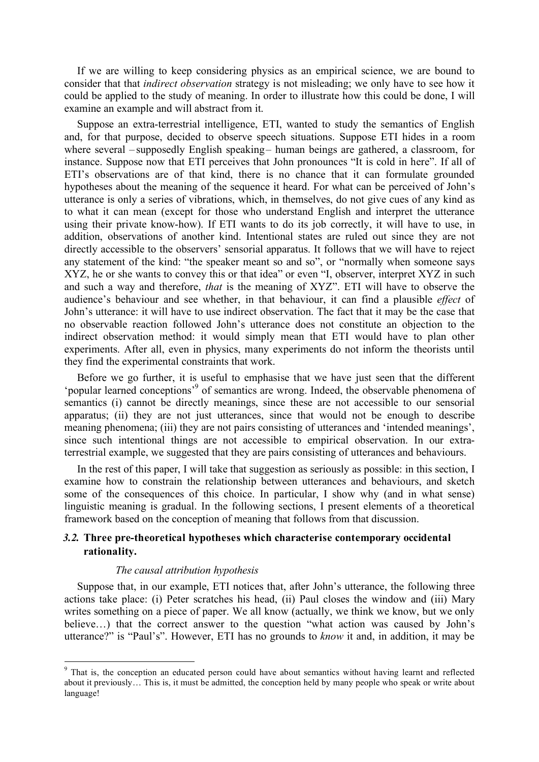If we are willing to keep considering physics as an empirical science, we are bound to consider that that *indirect observation* strategy is not misleading; we only have to see how it could be applied to the study of meaning. In order to illustrate how this could be done, I will examine an example and will abstract from it.

Suppose an extra-terrestrial intelligence, ETI, wanted to study the semantics of English and, for that purpose, decided to observe speech situations. Suppose ETI hides in a room where several – supposedly English speaking – human beings are gathered, a classroom, for instance. Suppose now that ETI perceives that John pronounces "It is cold in here". If all of ETI's observations are of that kind, there is no chance that it can formulate grounded hypotheses about the meaning of the sequence it heard. For what can be perceived of John's utterance is only a series of vibrations, which, in themselves, do not give cues of any kind as to what it can mean (except for those who understand English and interpret the utterance using their private know-how). If ETI wants to do its job correctly, it will have to use, in addition, observations of another kind. Intentional states are ruled out since they are not directly accessible to the observers' sensorial apparatus. It follows that we will have to reject any statement of the kind: "the speaker meant so and so", or "normally when someone says XYZ, he or she wants to convey this or that idea" or even "I, observer, interpret XYZ in such and such a way and therefore, *that* is the meaning of XYZ". ETI will have to observe the audience's behaviour and see whether, in that behaviour, it can find a plausible *effect* of John's utterance: it will have to use indirect observation. The fact that it may be the case that no observable reaction followed John's utterance does not constitute an objection to the indirect observation method: it would simply mean that ETI would have to plan other experiments. After all, even in physics, many experiments do not inform the theorists until they find the experimental constraints that work.

Before we go further, it is useful to emphasise that we have just seen that the different 'popular learned conceptions'[9] of semantics are wrong. Indeed, the observable phenomena of semantics (i) cannot be directly meanings, since these are not accessible to our sensorial apparatus; (ii) they are not just utterances, since that would not be enough to describe meaning phenomena; (iii) they are not pairs consisting of utterances and 'intended meanings', since such intentional things are not accessible to empirical observation. In our extra-terrestrial example, we suggested that they are pairs consisting of utterances and behaviours.

In the rest of this paper, I will take that suggestion as seriously as possible: in this section, I examine how to constrain the relationship between utterances and behaviours, and sketch some of the consequences of this choice. In particular, I show why (and in what sense) linguistic meaning is gradual. In the following sections, I present elements of a theoretical framework based on the conception of meaning that follows from that discussion.

### *3.2.* Three pre-theoretical hypotheses which characterise contemporary occidental rationality.

#### *The causal attribution hypothesis*

Suppose that, in our example, ETI notices that, after John's utterance, the following three actions take place: (i) Peter scratches his head, (ii) Paul closes the window and (iii) Mary writes something on a piece of paper. We all know (actually, we think we know, but we only believe…) that the correct answer to the question "what action was caused by John's utterance?" is "Paul's". However, ETI has no grounds to *know* it and, in addition, it may be

[9] That is, the conception an educated person could have about semantics without having learnt and reflected about it previously… This is, it must be admitted, the conception held by many people who speak or write about language!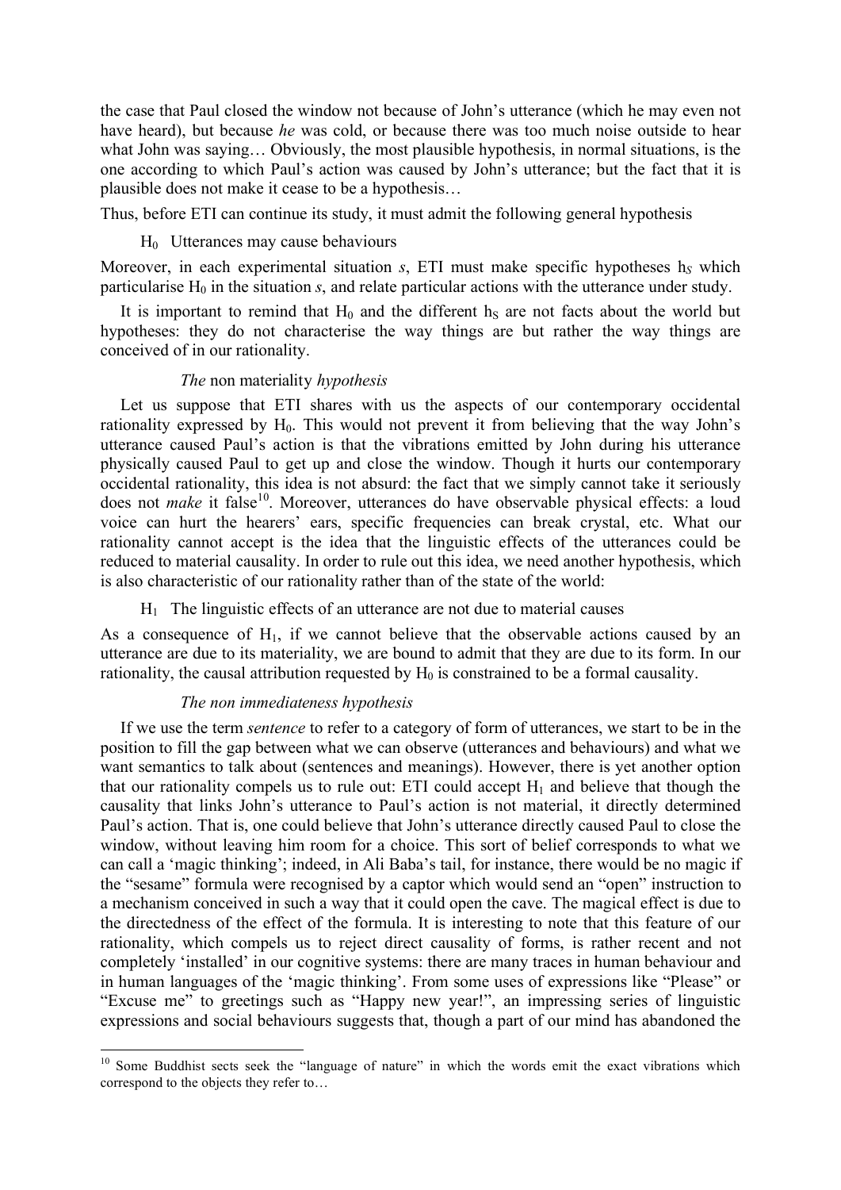the case that Paul closed the window not because of John's utterance (which he may even not have heard), but because *he* was cold, or because there was too much noise outside to hear what John was saying… Obviously, the most plausible hypothesis, in normal situations, is the one according to which Paul's action was caused by John's utterance; but the fact that it is plausible does not make it cease to be a hypothesis…

Thus, before ETI can continue its study, it must admit the following general hypothesis

$H_0$ Utterances may cause behaviours

Moreover, in each experimental situation *s*, ETI must make specific hypotheses $h_S$ which particularise $H_0$ in the situation *s*, and relate particular actions with the utterance under study.

It is important to remind that $H_0$ and the different $h_S$ are not facts about the world but hypotheses: they do not characterise the way things are but rather the way things are conceived of in our rationality.

### *The* non materiality *hypothesis*

Let us suppose that ETI shares with us the aspects of our contemporary occidental rationality expressed by $H_0$. This would not prevent it from believing that the way John's utterance caused Paul's action is that the vibrations emitted by John during his utterance physically caused Paul to get up and close the window. Though it hurts our contemporary occidental rationality, this idea is not absurd: the fact that we simply cannot take it seriously does not *make* it false[10]. Moreover, utterances do have observable physical effects: a loud voice can hurt the hearers' ears, specific frequencies can break crystal, etc. What our rationality cannot accept is the idea that the linguistic effects of the utterances could be reduced to material causality. In order to rule out this idea, we need another hypothesis, which is also characteristic of our rationality rather than of the state of the world:

$H_1$ The linguistic effects of an utterance are not due to material causes

As a consequence of $H_1$, if we cannot believe that the observable actions caused by an utterance are due to its materiality, we are bound to admit that they are due to its form. In our rationality, the causal attribution requested by $H_0$ is constrained to be a formal causality.

### *The non immediateness hypothesis*

If we use the term *sentence* to refer to a category of form of utterances, we start to be in the position to fill the gap between what we can observe (utterances and behaviours) and what we want semantics to talk about (sentences and meanings). However, there is yet another option that our rationality compels us to rule out: ETI could accept $H_1$ and believe that though the causality that links John's utterance to Paul's action is not material, it directly determined Paul's action. That is, one could believe that John's utterance directly caused Paul to close the window, without leaving him room for a choice. This sort of belief corresponds to what we can call a 'magic thinking'; indeed, in Ali Baba's tail, for instance, there would be no magic if the "sesame" formula were recognised by a captor which would send an "open" instruction to a mechanism conceived in such a way that it could open the cave. The magical effect is due to the directedness of the effect of the formula. It is interesting to note that this feature of our rationality, which compels us to reject direct causality of forms, is rather recent and not completely 'installed' in our cognitive systems: there are many traces in human behaviour and in human languages of the 'magic thinking'. From some uses of expressions like "Please" or "Excuse me" to greetings such as "Happy new year!", an impressing series of linguistic expressions and social behaviours suggests that, though a part of our mind has abandoned the

[10] Some Buddhist sects seek the "language of nature" in which the words emit the exact vibrations which correspond to the objects they refer to…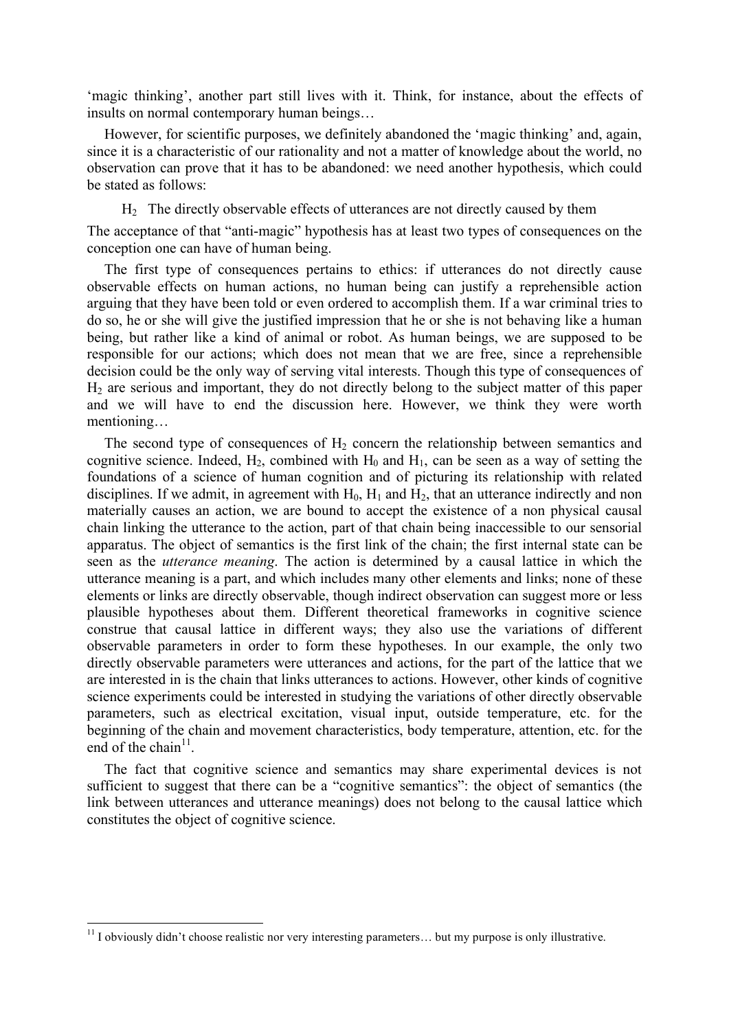'magic thinking', another part still lives with it. Think, for instance, about the effects of insults on normal contemporary human beings…

However, for scientific purposes, we definitely abandoned the 'magic thinking' and, again, since it is a characteristic of our rationality and not a matter of knowledge about the world, no observation can prove that it has to be abandoned: we need another hypothesis, which could be stated as follows:

$H_2$ The directly observable effects of utterances are not directly caused by them

The acceptance of that "anti-magic" hypothesis has at least two types of consequences on the conception one can have of human being.

The first type of consequences pertains to ethics: if utterances do not directly cause observable effects on human actions, no human being can justify a reprehensible action arguing that they have been told or even ordered to accomplish them. If a war criminal tries to do so, he or she will give the justified impression that he or she is not behaving like a human being, but rather like a kind of animal or robot. As human beings, we are supposed to be responsible for our actions; which does not mean that we are free, since a reprehensible decision could be the only way of serving vital interests. Though this type of consequences of $H_2$ are serious and important, they do not directly belong to the subject matter of this paper and we will have to end the discussion here. However, we think they were worth mentioning…

The second type of consequences of $H_2$ concern the relationship between semantics and cognitive science. Indeed, $H_2$, combined with $H_0$ and $H_1$, can be seen as a way of setting the foundations of a science of human cognition and of picturing its relationship with related disciplines. If we admit, in agreement with $H_0$, $H_1$ and $H_2$, that an utterance indirectly and non materially causes an action, we are bound to accept the existence of a non physical causal chain linking the utterance to the action, part of that chain being inaccessible to our sensorial apparatus. The object of semantics is the first link of the chain; the first internal state can be seen as the *utterance meaning*. The action is determined by a causal lattice in which the utterance meaning is a part, and which includes many other elements and links; none of these elements or links are directly observable, though indirect observation can suggest more or less plausible hypotheses about them. Different theoretical frameworks in cognitive science construe that causal lattice in different ways; they also use the variations of different observable parameters in order to form these hypotheses. In our example, the only two directly observable parameters were utterances and actions, for the part of the lattice that we are interested in is the chain that links utterances to actions. However, other kinds of cognitive science experiments could be interested in studying the variations of other directly observable parameters, such as electrical excitation, visual input, outside temperature, etc. for the beginning of the chain and movement characteristics, body temperature, attention, etc. for the end of the chain[11].

The fact that cognitive science and semantics may share experimental devices is not sufficient to suggest that there can be a "cognitive semantics": the object of semantics (the link between utterances and utterance meanings) does not belong to the causal lattice which constitutes the object of cognitive science.

---

[11] I obviously didn't choose realistic nor very interesting parameters… but my purpose is only illustrative.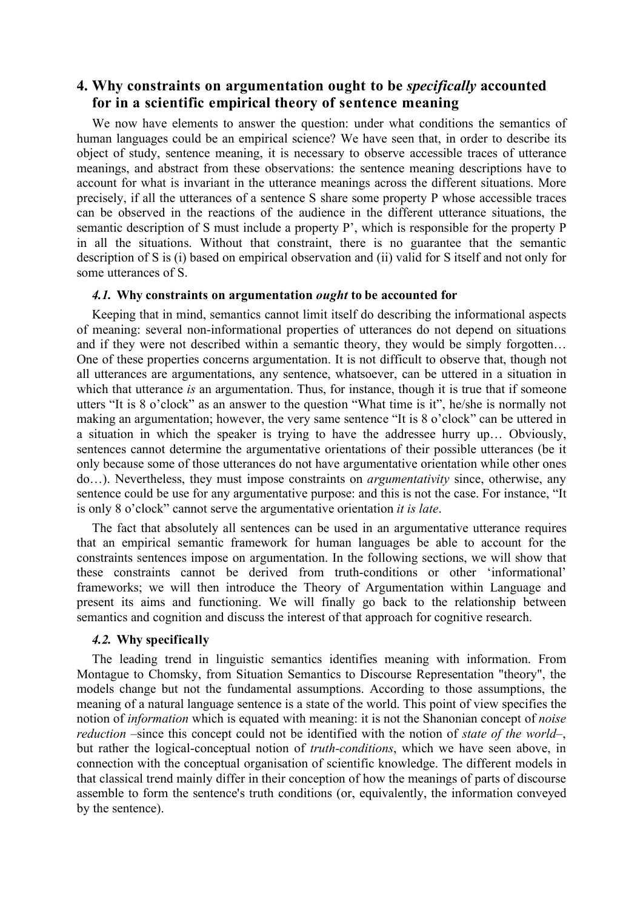## 4. Why constraints on argumentation ought to be *specifically* accounted for in a scientific empirical theory of sentence meaning

We now have elements to answer the question: under what conditions the semantics of human languages could be an empirical science? We have seen that, in order to describe its object of study, sentence meaning, it is necessary to observe accessible traces of utterance meanings, and abstract from these observations: the sentence meaning descriptions have to account for what is invariant in the utterance meanings across the different situations. More precisely, if all the utterances of a sentence S share some property P whose accessible traces can be observed in the reactions of the audience in the different utterance situations, the semantic description of S must include a property P', which is responsible for the property P in all the situations. Without that constraint, there is no guarantee that the semantic description of S is (i) based on empirical observation and (ii) valid for S itself and not only for some utterances of S.

### *4.1.* Why constraints on argumentation *ought* to be accounted for

Keeping that in mind, semantics cannot limit itself do describing the informational aspects of meaning: several non-informational properties of utterances do not depend on situations and if they were not described within a semantic theory, they would be simply forgotten… One of these properties concerns argumentation. It is not difficult to observe that, though not all utterances are argumentations, any sentence, whatsoever, can be uttered in a situation in which that utterance *is* an argumentation. Thus, for instance, though it is true that if someone utters "It is 8 o'clock" as an answer to the question "What time is it", he/she is normally not making an argumentation; however, the very same sentence "It is 8 o'clock" can be uttered in a situation in which the speaker is trying to have the addressee hurry up… Obviously, sentences cannot determine the argumentative orientations of their possible utterances (be it only because some of those utterances do not have argumentative orientation while other ones do…). Nevertheless, they must impose constraints on *argumentativity* since, otherwise, any sentence could be use for any argumentative purpose: and this is not the case. For instance, "It is only 8 o'clock" cannot serve the argumentative orientation *it is late*.

The fact that absolutely all sentences can be used in an argumentative utterance requires that an empirical semantic framework for human languages be able to account for the constraints sentences impose on argumentation. In the following sections, we will show that these constraints cannot be derived from truth-conditions or other 'informational' frameworks; we will then introduce the Theory of Argumentation within Language and present its aims and functioning. We will finally go back to the relationship between semantics and cognition and discuss the interest of that approach for cognitive research.

### *4.2.* Why specifically

The leading trend in linguistic semantics identifies meaning with information. From Montague to Chomsky, from Situation Semantics to Discourse Representation "theory", the models change but not the fundamental assumptions. According to those assumptions, the meaning of a natural language sentence is a state of the world. This point of view specifies the notion of *information* which is equated with meaning: it is not the Shanonian concept of *noise reduction* –since this concept could not be identified with the notion of *state of the world*–, but rather the logical-conceptual notion of *truth-conditions*, which we have seen above, in connection with the conceptual organisation of scientific knowledge. The different models in that classical trend mainly differ in their conception of how the meanings of parts of discourse assemble to form the sentence's truth conditions (or, equivalently, the information conveyed by the sentence).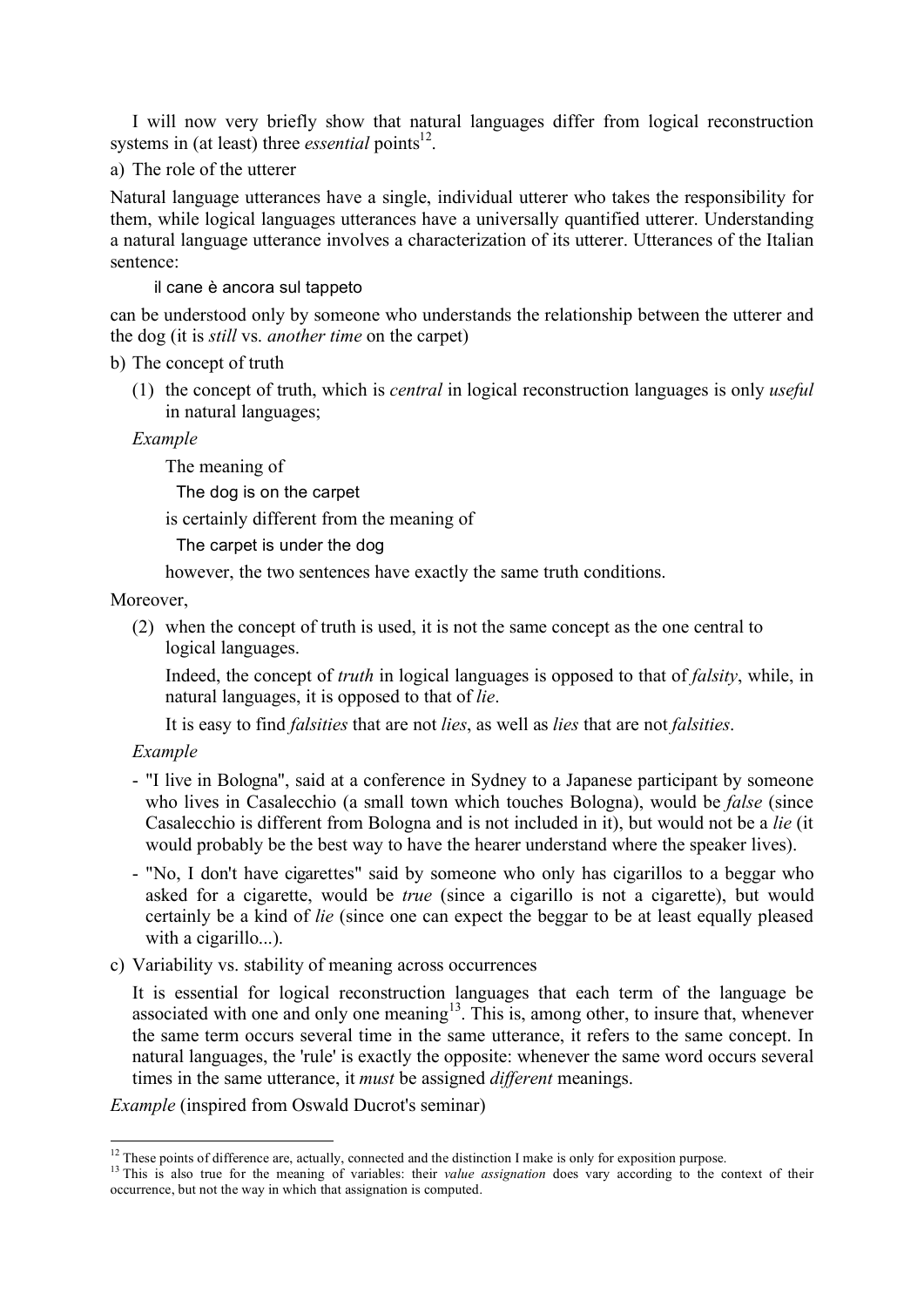I will now very briefly show that natural languages differ from logical reconstruction systems in (at least) three *essential* points[12].

a) The role of the utterer

Natural language utterances have a single, individual utterer who takes the responsibility for them, while logical languages utterances have a universally quantified utterer. Understanding a natural language utterance involves a characterization of its utterer. Utterances of the Italian sentence:

> il cane è ancora sul tappeto

can be understood only by someone who understands the relationship between the utterer and the dog (it is *still* vs. *another time* on the carpet)

b) The concept of truth

(1) the concept of truth, which is *central* in logical reconstruction languages is only *useful* in natural languages;

*Example*

> The meaning of
>
> The dog is on the carpet
>
> is certainly different from the meaning of
>
> The carpet is under the dog
>
> however, the two sentences have exactly the same truth conditions.

Moreover,

(2) when the concept of truth is used, it is not the same concept as the one central to logical languages.

Indeed, the concept of *truth* in logical languages is opposed to that of *falsity*, while, in natural languages, it is opposed to that of *lie*.

It is easy to find *falsities* that are not *lies*, as well as *lies* that are not *falsities*.

*Example*

- "I live in Bologna", said at a conference in Sydney to a Japanese participant by someone who lives in Casalecchio (a small town which touches Bologna), would be *false* (since Casalecchio is different from Bologna and is not included in it), but would not be a *lie* (it would probably be the best way to have the hearer understand where the speaker lives).
- "No, I don't have cigarettes" said by someone who only has cigarillos to a beggar who asked for a cigarette, would be *true* (since a cigarillo is not a cigarette), but would certainly be a kind of *lie* (since one can expect the beggar to be at least equally pleased with a cigarillo...).

c) Variability vs. stability of meaning across occurrences

It is essential for logical reconstruction languages that each term of the language be associated with one and only one meaning[13]. This is, among other, to insure that, whenever the same term occurs several time in the same utterance, it refers to the same concept. In natural languages, the 'rule' is exactly the opposite: whenever the same word occurs several times in the same utterance, it *must* be assigned *different* meanings.

*Example* (inspired from Oswald Ducrot's seminar)

---

[12] These points of difference are, actually, connected and the distinction I make is only for exposition purpose.

[13] This is also true for the meaning of variables: their *value assignation* does vary according to the context of their occurrence, but not the way in which that assignation is computed.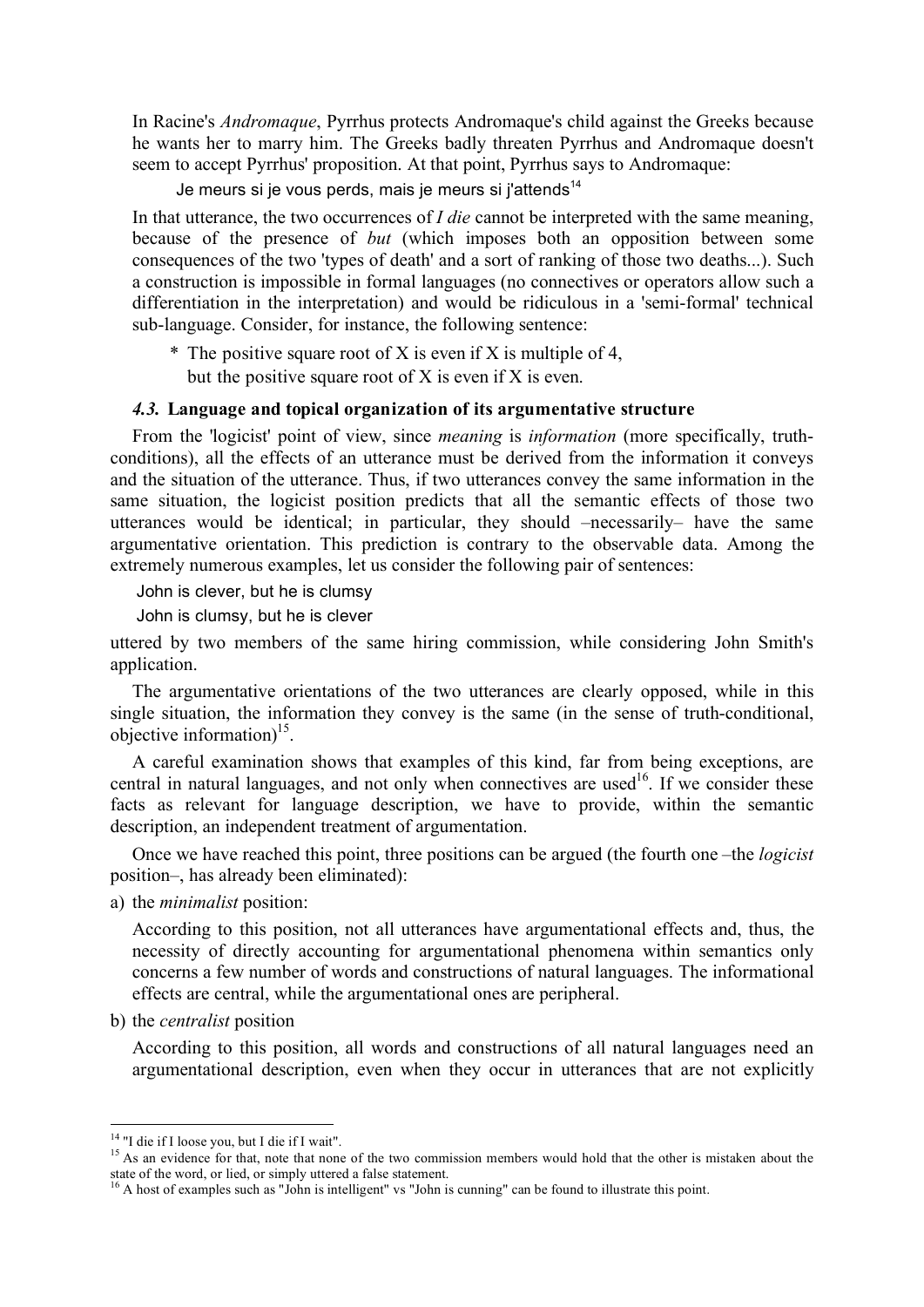In Racine's *Andromaque*, Pyrrhus protects Andromaque's child against the Greeks because he wants her to marry him. The Greeks badly threaten Pyrrhus and Andromaque doesn't seem to accept Pyrrhus' proposition. At that point, Pyrrhus says to Andromaque:

> Je meurs si je vous perds, mais je meurs si j'attends[14]

In that utterance, the two occurrences of *I die* cannot be interpreted with the same meaning, because of the presence of *but* (which imposes both an opposition between some consequences of the two 'types of death' and a sort of ranking of those two deaths...). Such a construction is impossible in formal languages (no connectives or operators allow such a differentiation in the interpretation) and would be ridiculous in a 'semi-formal' technical sub-language. Consider, for instance, the following sentence:

> \* The positive square root of X is even if X is multiple of 4,
> but the positive square root of X is even if X is even.

#### *4.3.* Language and topical organization of its argumentative structure

From the 'logicist' point of view, since *meaning* is *information* (more specifically, truth-conditions), all the effects of an utterance must be derived from the information it conveys and the situation of the utterance. Thus, if two utterances convey the same information in the same situation, the logicist position predicts that all the semantic effects of those two utterances would be identical; in particular, they should –necessarily– have the same argumentative orientation. This prediction is contrary to the observable data. Among the extremely numerous examples, let us consider the following pair of sentences:

> John is clever, but he is clumsy
>
> John is clumsy, but he is clever

uttered by two members of the same hiring commission, while considering John Smith's application.

The argumentative orientations of the two utterances are clearly opposed, while in this single situation, the information they convey is the same (in the sense of truth-conditional, objective information)[15].

A careful examination shows that examples of this kind, far from being exceptions, are central in natural languages, and not only when connectives are used[16]. If we consider these facts as relevant for language description, we have to provide, within the semantic description, an independent treatment of argumentation.

Once we have reached this point, three positions can be argued (the fourth one –the *logicist* position–, has already been eliminated):

a) the *minimalist* position:

   According to this position, not all utterances have argumentational effects and, thus, the necessity of directly accounting for argumentational phenomena within semantics only concerns a few number of words and constructions of natural languages. The informational effects are central, while the argumentational ones are peripheral.

b) the *centralist* position

   According to this position, all words and constructions of all natural languages need an argumentational description, even when they occur in utterances that are not explicitly

---

[14] "I die if I loose you, but I die if I wait".

[15] As an evidence for that, note that none of the two commission members would hold that the other is mistaken about the state of the word, or lied, or simply uttered a false statement.

[16] A host of examples such as "John is intelligent" vs "John is cunning" can be found to illustrate this point.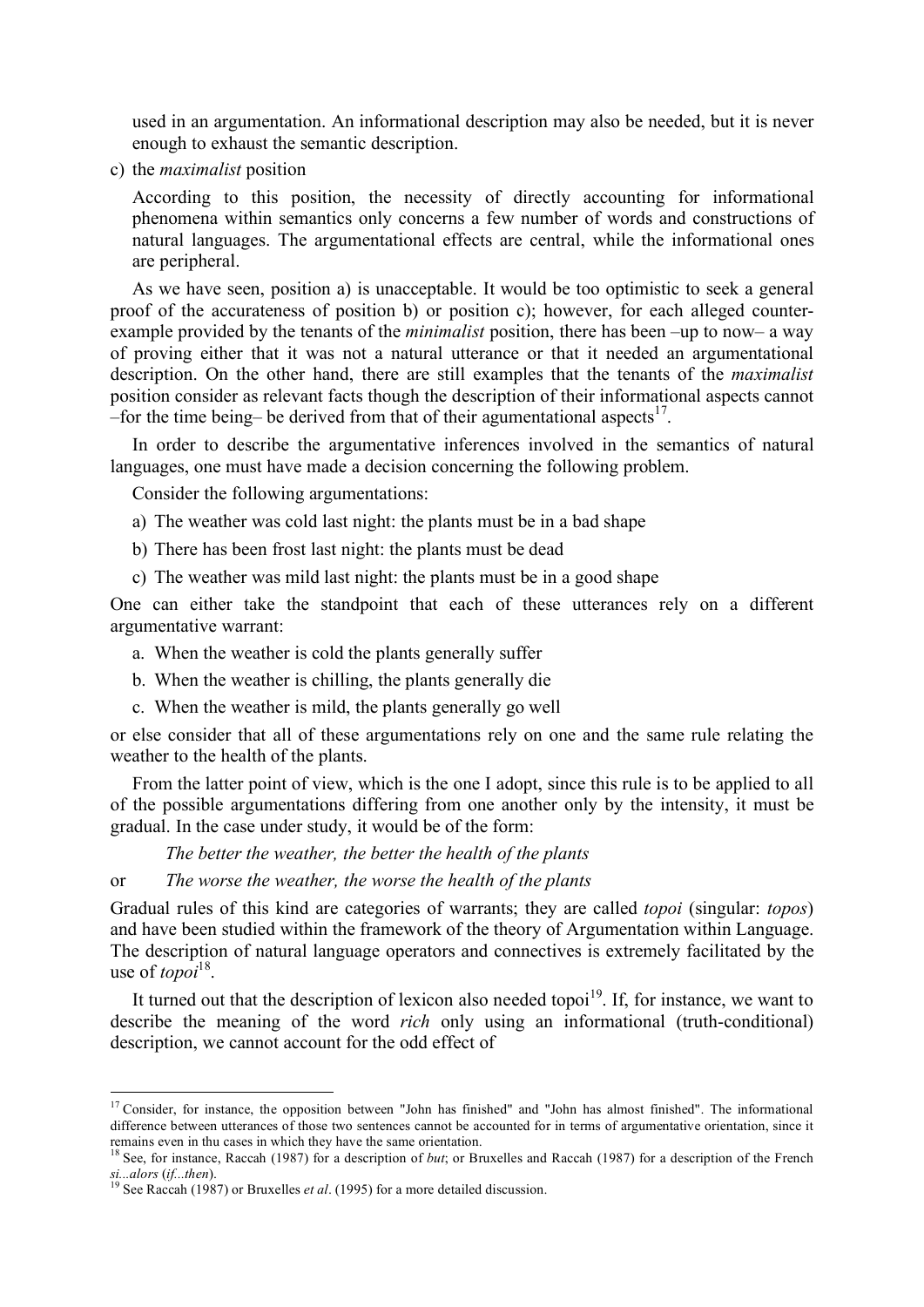used in an argumentation. An informational description may also be needed, but it is never enough to exhaust the semantic description.

c) the *maximalist* position

According to this position, the necessity of directly accounting for informational phenomena within semantics only concerns a few number of words and constructions of natural languages. The argumentational effects are central, while the informational ones are peripheral.

As we have seen, position a) is unacceptable. It would be too optimistic to seek a general proof of the accurateness of position b) or position c); however, for each alleged counter-example provided by the tenants of the *minimalist* position, there has been –up to now– a way of proving either that it was not a natural utterance or that it needed an argumentational description. On the other hand, there are still examples that the tenants of the *maximalist* position consider as relevant facts though the description of their informational aspects cannot –for the time being– be derived from that of their agumentational aspects[17].

In order to describe the argumentative inferences involved in the semantics of natural languages, one must have made a decision concerning the following problem.

Consider the following argumentations:

a) The weather was cold last night: the plants must be in a bad shape
b) There has been frost last night: the plants must be dead
c) The weather was mild last night: the plants must be in a good shape

One can either take the standpoint that each of these utterances rely on a different argumentative warrant:

a. When the weather is cold the plants generally suffer
b. When the weather is chilling, the plants generally die
c. When the weather is mild, the plants generally go well

or else consider that all of these argumentations rely on one and the same rule relating the weather to the health of the plants.

From the latter point of view, which is the one I adopt, since this rule is to be applied to all of the possible argumentations differing from one another only by the intensity, it must be gradual. In the case under study, it would be of the form:

*The better the weather, the better the health of the plants*

or *The worse the weather, the worse the health of the plants*

Gradual rules of this kind are categories of warrants; they are called *topoi* (singular: *topos*) and have been studied within the framework of the theory of Argumentation within Language. The description of natural language operators and connectives is extremely facilitated by the use of *topoi*[18].

It turned out that the description of lexicon also needed topoi[19]. If, for instance, we want to describe the meaning of the word *rich* only using an informational (truth-conditional) description, we cannot account for the odd effect of

---

[17] Consider, for instance, the opposition between "John has finished" and "John has almost finished". The informational difference between utterances of those two sentences cannot be accounted for in terms of argumentative orientation, since it remains even in thu cases in which they have the same orientation.

[18] See, for instance, Raccah (1987) for a description of *but*; or Bruxelles and Raccah (1987) for a description of the French *si...alors* (*if...then*).

[19] See Raccah (1987) or Bruxelles *et al*. (1995) for a more detailed discussion.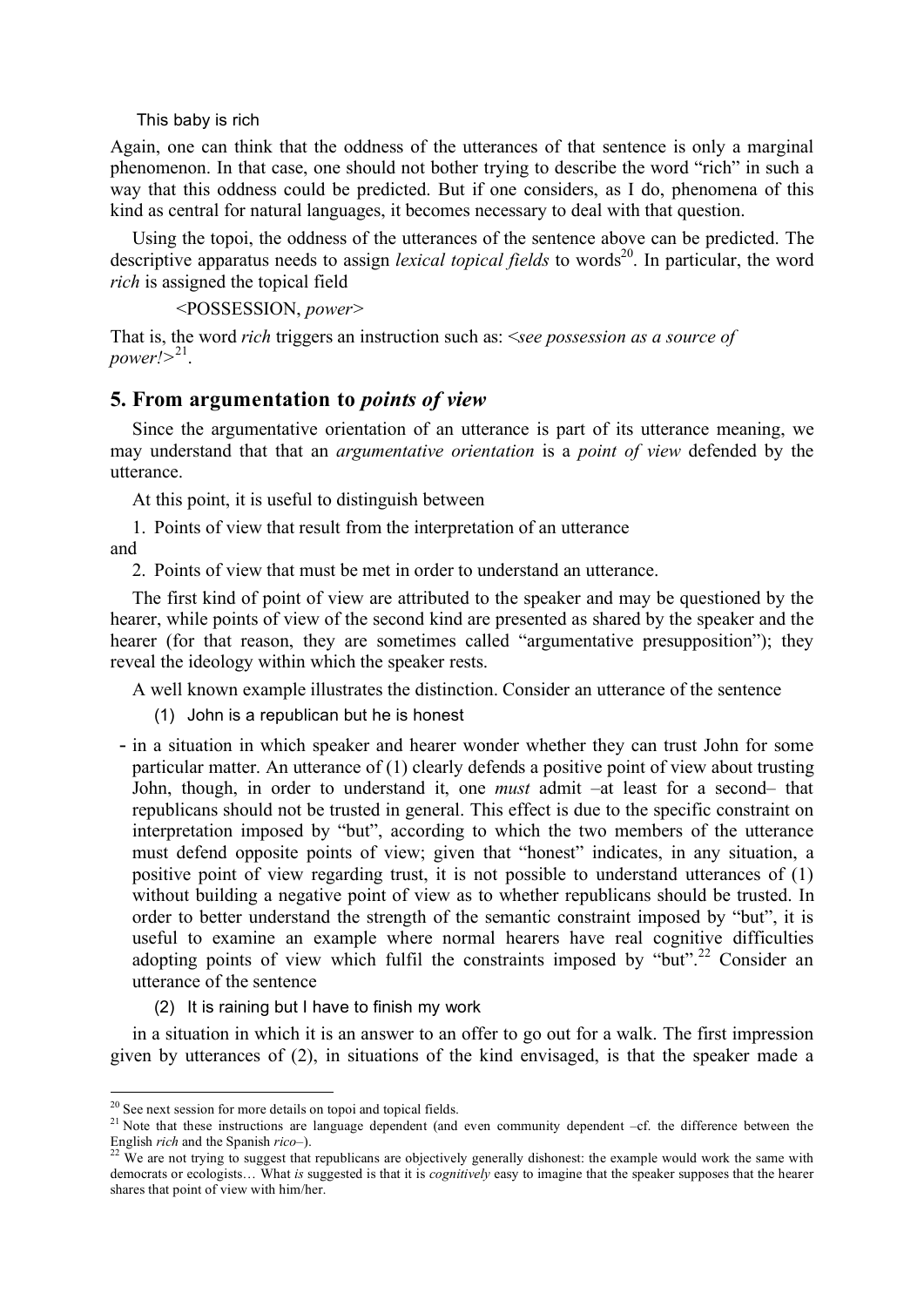This baby is rich

Again, one can think that the oddness of the utterances of that sentence is only a marginal phenomenon. In that case, one should not bother trying to describe the word "rich" in such a way that this oddness could be predicted. But if one considers, as I do, phenomena of this kind as central for natural languages, it becomes necessary to deal with that question.

Using the topoi, the oddness of the utterances of the sentence above can be predicted. The descriptive apparatus needs to assign *lexical topical fields* to words[20]. In particular, the word *rich* is assigned the topical field

<POSSESSION, *power*>

That is, the word *rich* triggers an instruction such as: <*see possession as a source of power!*>[21].

## 5. From argumentation to *points of view*

Since the argumentative orientation of an utterance is part of its utterance meaning, we may understand that that an *argumentative orientation* is a *point of view* defended by the utterance.

At this point, it is useful to distinguish between

1. Points of view that result from the interpretation of an utterance

and

2. Points of view that must be met in order to understand an utterance.

The first kind of point of view are attributed to the speaker and may be questioned by the hearer, while points of view of the second kind are presented as shared by the speaker and the hearer (for that reason, they are sometimes called "argumentative presupposition"); they reveal the ideology within which the speaker rests.

A well known example illustrates the distinction. Consider an utterance of the sentence

(1) John is a republican but he is honest

- in a situation in which speaker and hearer wonder whether they can trust John for some particular matter. An utterance of (1) clearly defends a positive point of view about trusting John, though, in order to understand it, one *must* admit –at least for a second– that republicans should not be trusted in general. This effect is due to the specific constraint on interpretation imposed by "but", according to which the two members of the utterance must defend opposite points of view; given that "honest" indicates, in any situation, a positive point of view regarding trust, it is not possible to understand utterances of (1) without building a negative point of view as to whether republicans should be trusted. In order to better understand the strength of the semantic constraint imposed by "but", it is useful to examine an example where normal hearers have real cognitive difficulties adopting points of view which fulfil the constraints imposed by "but".[22] Consider an utterance of the sentence

(2) It is raining but I have to finish my work

in a situation in which it is an answer to an offer to go out for a walk. The first impression given by utterances of (2), in situations of the kind envisaged, is that the speaker made a

---

[20] See next session for more details on topoi and topical fields.

[21] Note that these instructions are language dependent (and even community dependent –cf. the difference between the English *rich* and the Spanish *rico*–).

[22] We are not trying to suggest that republicans are objectively generally dishonest: the example would work the same with democrats or ecologists… What *is* suggested is that it is *cognitively* easy to imagine that the speaker supposes that the hearer shares that point of view with him/her.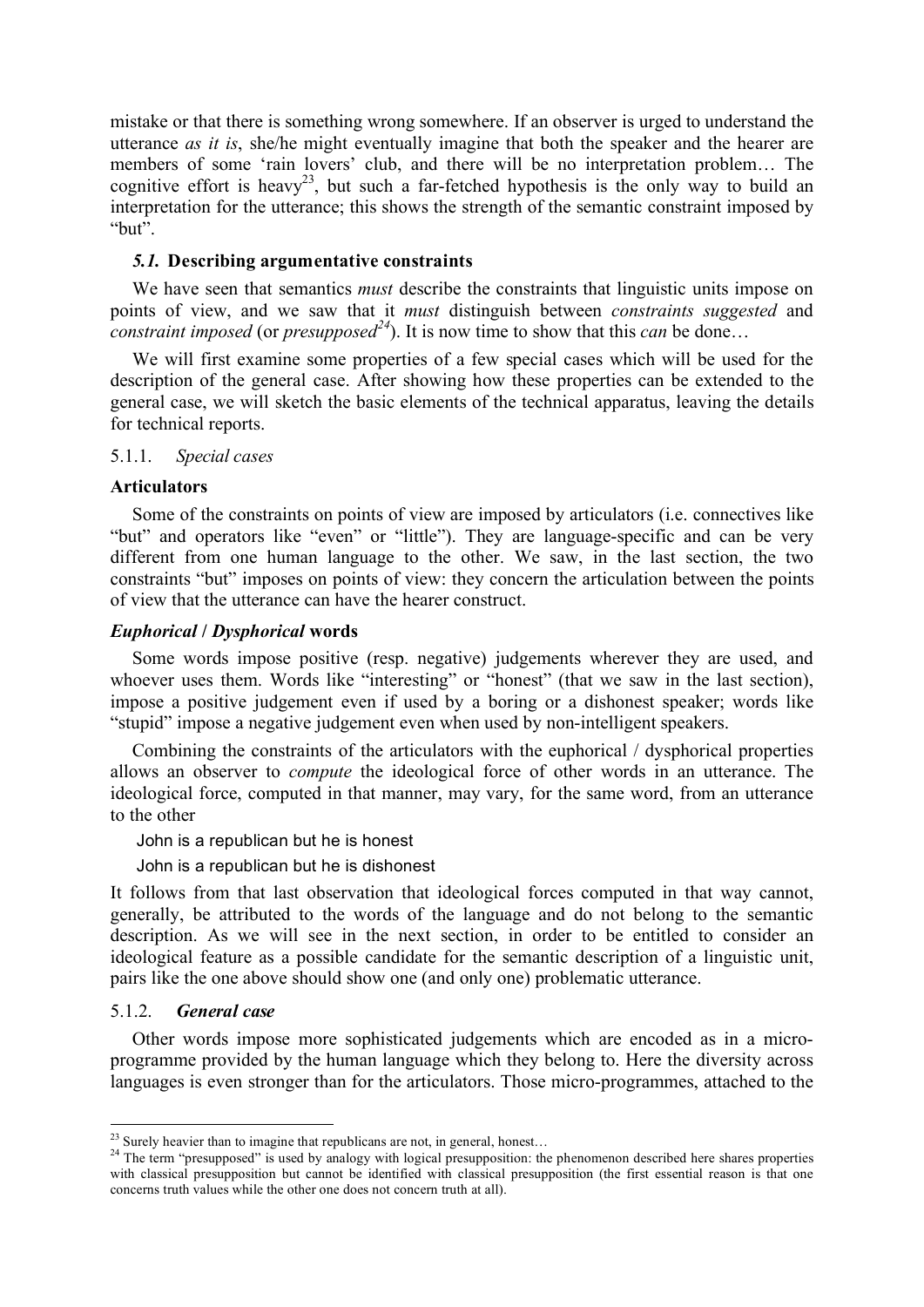mistake or that there is something wrong somewhere. If an observer is urged to understand the utterance *as it is*, she/he might eventually imagine that both the speaker and the hearer are members of some 'rain lovers' club, and there will be no interpretation problem… The cognitive effort is heavy[23], but such a far-fetched hypothesis is the only way to build an interpretation for the utterance; this shows the strength of the semantic constraint imposed by "but".

### *5.1.* Describing argumentative constraints

We have seen that semantics *must* describe the constraints that linguistic units impose on points of view, and we saw that it *must* distinguish between *constraints suggested* and *constraint imposed* (or *presupposed*[24]). It is now time to show that this *can* be done…

We will first examine some properties of a few special cases which will be used for the description of the general case. After showing how these properties can be extended to the general case, we will sketch the basic elements of the technical apparatus, leaving the details for technical reports.

#### 5.1.1. *Special cases*

**Articulators**

Some of the constraints on points of view are imposed by articulators (i.e. connectives like "but" and operators like "even" or "little"). They are language-specific and can be very different from one human language to the other. We saw, in the last section, the two constraints "but" imposes on points of view: they concern the articulation between the points of view that the utterance can have the hearer construct.

***Euphorical* / *Dysphorical* words**

Some words impose positive (resp. negative) judgements wherever they are used, and whoever uses them. Words like "interesting" or "honest" (that we saw in the last section), impose a positive judgement even if used by a boring or a dishonest speaker; words like "stupid" impose a negative judgement even when used by non-intelligent speakers.

Combining the constraints of the articulators with the euphorical / dysphorical properties allows an observer to *compute* the ideological force of other words in an utterance. The ideological force, computed in that manner, may vary, for the same word, from an utterance to the other

John is a republican but he is honest

John is a republican but he is dishonest

It follows from that last observation that ideological forces computed in that way cannot, generally, be attributed to the words of the language and do not belong to the semantic description. As we will see in the next section, in order to be entitled to consider an ideological feature as a possible candidate for the semantic description of a linguistic unit, pairs like the one above should show one (and only one) problematic utterance.

#### 5.1.2. ***General case***

Other words impose more sophisticated judgements which are encoded as in a micro-programme provided by the human language which they belong to. Here the diversity across languages is even stronger than for the articulators. Those micro-programmes, attached to the

---

[23] Surely heavier than to imagine that republicans are not, in general, honest…

[24] The term "presupposed" is used by analogy with logical presupposition: the phenomenon described here shares properties with classical presupposition but cannot be identified with classical presupposition (the first essential reason is that one concerns truth values while the other one does not concern truth at all).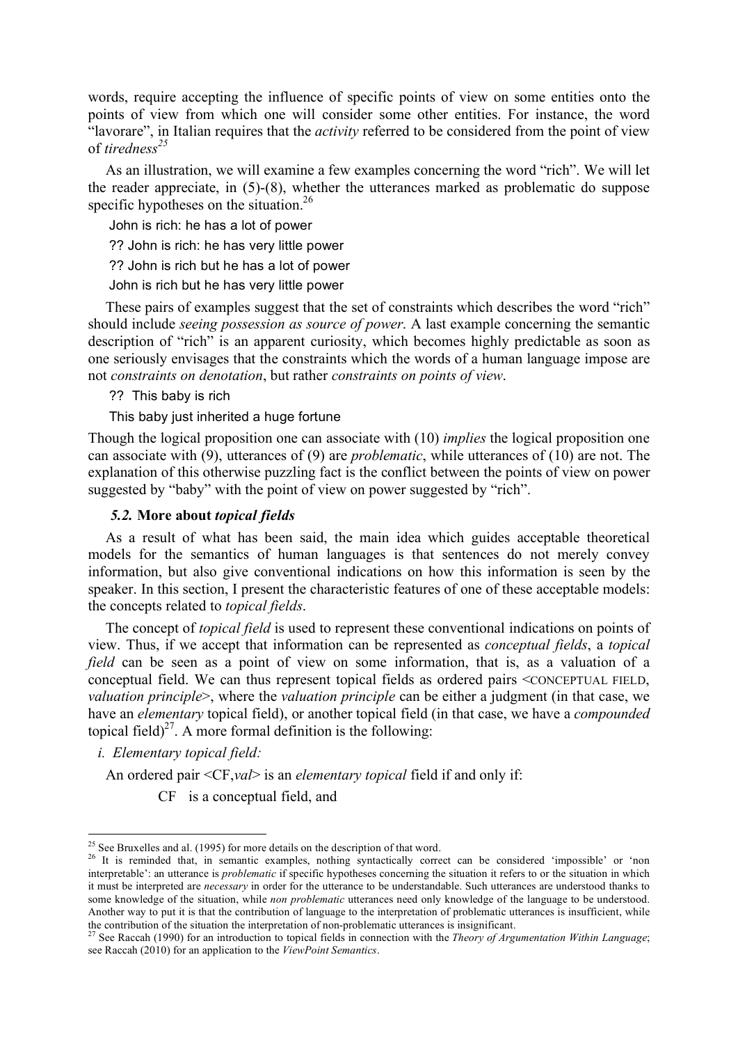words, require accepting the influence of specific points of view on some entities onto the points of view from which one will consider some other entities. For instance, the word "lavorare", in Italian requires that the *activity* referred to be considered from the point of view of *tiredness*[25]

As an illustration, we will examine a few examples concerning the word "rich". We will let the reader appreciate, in (5)-(8), whether the utterances marked as problematic do suppose specific hypotheses on the situation.[26]

John is rich: he has a lot of power

?? John is rich: he has very little power

?? John is rich but he has a lot of power

John is rich but he has very little power

These pairs of examples suggest that the set of constraints which describes the word "rich" should include *seeing possession as source of power*. A last example concerning the semantic description of "rich" is an apparent curiosity, which becomes highly predictable as soon as one seriously envisages that the constraints which the words of a human language impose are not *constraints on denotation*, but rather *constraints on points of view*.

?? This baby is rich

This baby just inherited a huge fortune

Though the logical proposition one can associate with (10) *implies* the logical proposition one can associate with (9), utterances of (9) are *problematic*, while utterances of (10) are not. The explanation of this otherwise puzzling fact is the conflict between the points of view on power suggested by "baby" with the point of view on power suggested by "rich".

### *5.2.* More about *topical fields*

As a result of what has been said, the main idea which guides acceptable theoretical models for the semantics of human languages is that sentences do not merely convey information, but also give conventional indications on how this information is seen by the speaker. In this section, I present the characteristic features of one of these acceptable models: the concepts related to *topical fields*.

The concept of *topical field* is used to represent these conventional indications on points of view. Thus, if we accept that information can be represented as *conceptual fields*, a *topical field* can be seen as a point of view on some information, that is, as a valuation of a conceptual field. We can thus represent topical fields as ordered pairs <CONCEPTUAL FIELD, *valuation principle*>, where the *valuation principle* can be either a judgment (in that case, we have an *elementary* topical field), or another topical field (in that case, we have a *compounded* topical field)[27]. A more formal definition is the following:

*i. Elementary topical field:*

An ordered pair <CF,*val*> is an *elementary topical* field if and only if:

CF is a conceptual field, and

---

[25] See Bruxelles and al. (1995) for more details on the description of that word.

[26] It is reminded that, in semantic examples, nothing syntactically correct can be considered 'impossible' or 'non interpretable': an utterance is *problematic* if specific hypotheses concerning the situation it refers to or the situation in which it must be interpreted are *necessary* in order for the utterance to be understandable. Such utterances are understood thanks to some knowledge of the situation, while *non problematic* utterances need only knowledge of the language to be understood. Another way to put it is that the contribution of language to the interpretation of problematic utterances is insufficient, while the contribution of the situation the interpretation of non-problematic utterances is insignificant.

[27] See Raccah (1990) for an introduction to topical fields in connection with the *Theory of Argumentation Within Language*; see Raccah (2010) for an application to the *ViewPoint Semantics*.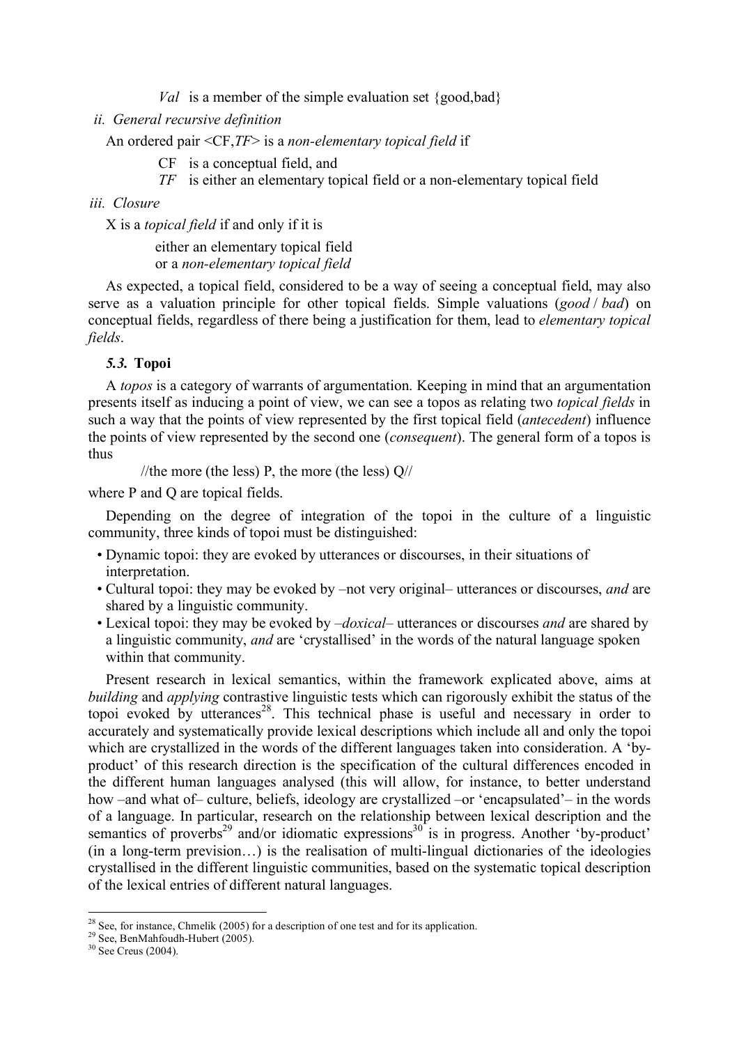*Val* is a member of the simple evaluation set {good,bad}

*ii. General recursive definition*

An ordered pair <CF,*TF*> is a *non-elementary topical field* if

CF is a conceptual field, and
*TF* is either an elementary topical field or a non-elementary topical field

*iii. Closure*

X is a *topical field* if and only if it is

either an elementary topical field
or a *non-elementary topical field*

As expected, a topical field, considered to be a way of seeing a conceptual field, may also serve as a valuation principle for other topical fields. Simple valuations (*good* / *bad*) on conceptual fields, regardless of there being a justification for them, lead to *elementary topical fields*.

### *5.3.* Topoi

A *topos* is a category of warrants of argumentation. Keeping in mind that an argumentation presents itself as inducing a point of view, we can see a topos as relating two *topical fields* in such a way that the points of view represented by the first topical field (*antecedent*) influence the points of view represented by the second one (*consequent*). The general form of a topos is thus

//the more (the less) P, the more (the less) Q//

where P and Q are topical fields.

Depending on the degree of integration of the topoi in the culture of a linguistic community, three kinds of topoi must be distinguished:

- Dynamic topoi: they are evoked by utterances or discourses, in their situations of interpretation.
- Cultural topoi: they may be evoked by –not very original– utterances or discourses, *and* are shared by a linguistic community.
- Lexical topoi: they may be evoked by –*doxical*– utterances or discourses *and* are shared by a linguistic community, *and* are 'crystallised' in the words of the natural language spoken within that community.

Present research in lexical semantics, within the framework explicated above, aims at *building* and *applying* contrastive linguistic tests which can rigorously exhibit the status of the topoi evoked by utterances[28]. This technical phase is useful and necessary in order to accurately and systematically provide lexical descriptions which include all and only the topoi which are crystallized in the words of the different languages taken into consideration. A 'by-product' of this research direction is the specification of the cultural differences encoded in the different human languages analysed (this will allow, for instance, to better understand how –and what of– culture, beliefs, ideology are crystallized –or 'encapsulated'– in the words of a language. In particular, research on the relationship between lexical description and the semantics of proverbs[29] and/or idiomatic expressions[30] is in progress. Another 'by-product' (in a long-term prevision…) is the realisation of multi-lingual dictionaries of the ideologies crystallised in the different linguistic communities, based on the systematic topical description of the lexical entries of different natural languages.

---

[28] See, for instance, Chmelik (2005) for a description of one test and for its application.
[29] See, BenMahfoudh-Hubert (2005).
[30] See Creus (2004).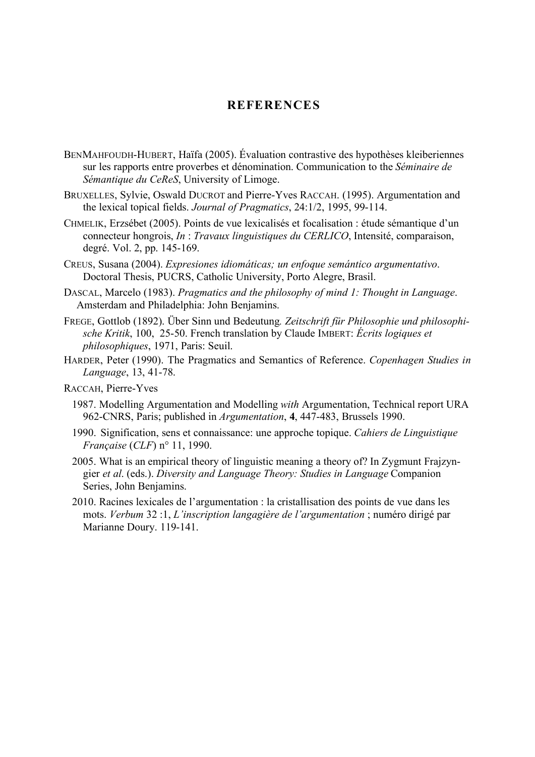## REFERENCES

BenMahfoudh-Hubert, Haïfa (2005). Évaluation contrastive des hypothèses kleiberiennes sur les rapports entre proverbes et dénomination. Communication to the *Séminaire de Sémantique du CeReS*, University of Limoge.

Bruxelles, Sylvie, Oswald Ducrot and Pierre-Yves Raccah. (1995). Argumentation and the lexical topical fields. *Journal of Pragmatics*, 24:1/2, 1995, 99-114.

Chmelik, Erzsébet (2005). Points de vue lexicalisés et focalisation : étude sémantique d'un connecteur hongrois, *In* : *Travaux linguistiques du CERLICO*, Intensité, comparaison, degré. Vol. 2, pp. 145-169.

Creus, Susana (2004). *Expresiones idiomáticas; un enfoque semántico argumentativo*. Doctoral Thesis, PUCRS, Catholic University, Porto Alegre, Brasil.

Dascal, Marcelo (1983). *Pragmatics and the philosophy of mind 1: Thought in Language*. Amsterdam and Philadelphia: John Benjamins.

Frege, Gottlob (1892). Über Sinn und Bedeutung*. Zeitschrift für Philosophie und philosophische Kritik*, 100, 25-50. French translation by Claude Imbert: *Écrits logiques et philosophiques*, 1971, Paris: Seuil.

Harder, Peter (1990). The Pragmatics and Semantics of Reference. *Copenhagen Studies in Language*, 13, 41-78.

Raccah, Pierre-Yves

1987. Modelling Argumentation and Modelling *with* Argumentation, Technical report URA 962-CNRS, Paris; published in *Argumentation*, **4**, 447-483, Brussels 1990.

1990. Signification, sens et connaissance: une approche topique. *Cahiers de Linguistique Française* (*CLF*) n° 11, 1990.

2005. What is an empirical theory of linguistic meaning a theory of? In Zygmunt Frajzyngier *et al*. (eds.). *Diversity and Language Theory: Studies in Language* Companion Series, John Benjamins.

2010. Racines lexicales de l'argumentation : la cristallisation des points de vue dans les mots. *Verbum* 32 :1, *L'inscription langagière de l'argumentation* ; numéro dirigé par Marianne Doury. 119-141.